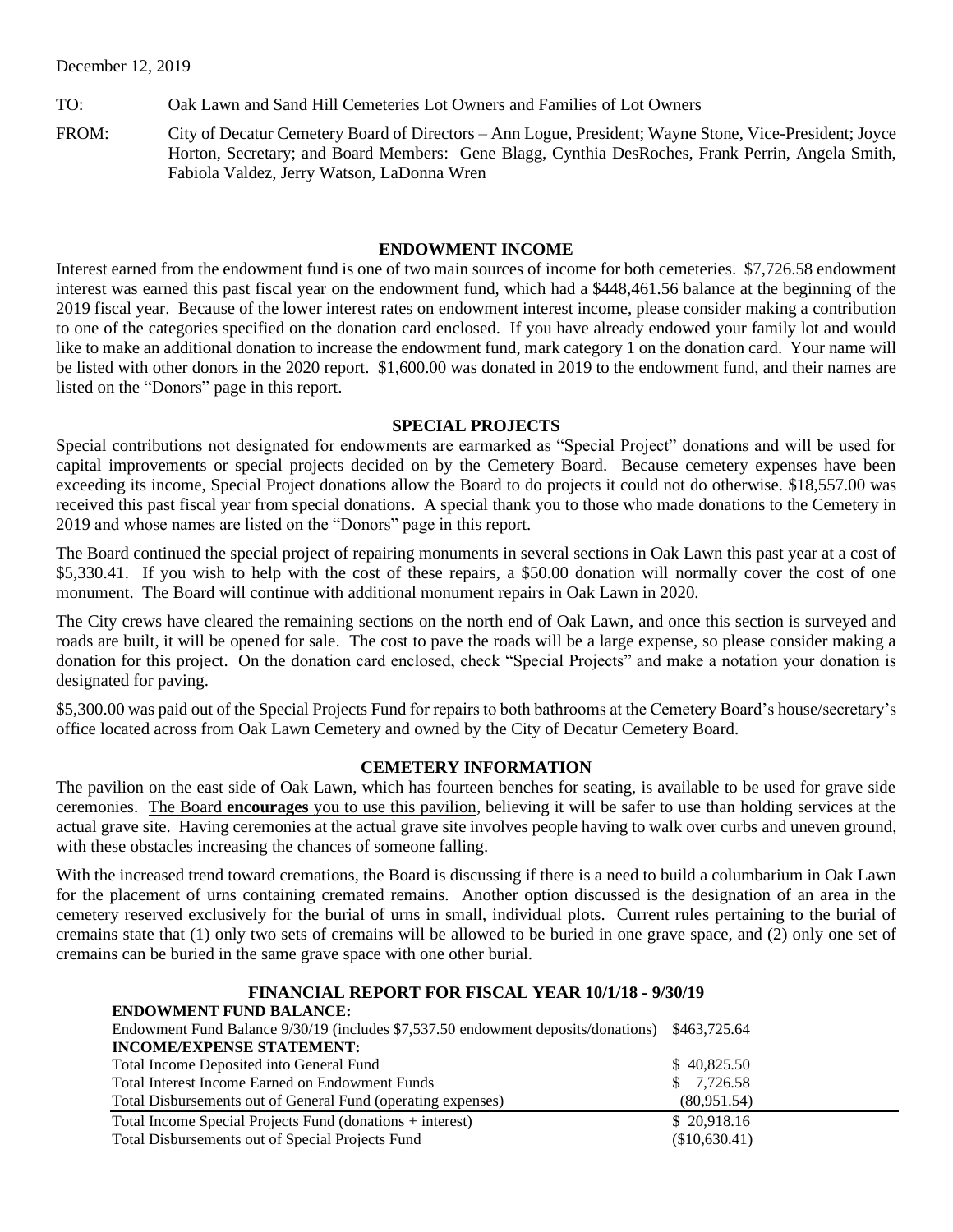December 12, 2019

TO: Oak Lawn and Sand Hill Cemeteries Lot Owners and Families of Lot Owners

FROM: City of Decatur Cemetery Board of Directors – Ann Logue, President; Wayne Stone, Vice-President; Joyce Horton, Secretary; and Board Members: Gene Blagg, Cynthia DesRoches, Frank Perrin, Angela Smith, Fabiola Valdez, Jerry Watson, LaDonna Wren

## ENDOWMENT INCOME

Interest earned from the endowment fund is one of two main sources of income for both cemeteries. $7,726.58 endowment interest was earned this past fiscal year on the endowment fund, which had a $448,461.56 balance at the beginning of the 2019 fiscal year. Because of the lower interest rates on endowment interest income, please consider making a contribution to one of the categories specified on the donation card enclosed. If you have already endowed your family lot and would like to make an additional donation to increase the endowment fund, mark category 1 on the donation card. Your name will be listed with other donors in the 2020 report. $1,600.00 was donated in 2019 to the endowment fund, and their names are listed on the "Donors" page in this report.

## SPECIAL PROJECTS

Special contributions not designated for endowments are earmarked as "Special Project" donations and will be used for capital improvements or special projects decided on by the Cemetery Board. Because cemetery expenses have been exceeding its income, Special Project donations allow the Board to do projects it could not do otherwise. $18,557.00 was received this past fiscal year from special donations. A special thank you to those who made donations to the Cemetery in 2019 and whose names are listed on the "Donors" page in this report.

The Board continued the special project of repairing monuments in several sections in Oak Lawn this past year at a cost of $5,330.41. If you wish to help with the cost of these repairs, a $50.00 donation will normally cover the cost of one monument. The Board will continue with additional monument repairs in Oak Lawn in 2020.

The City crews have cleared the remaining sections on the north end of Oak Lawn, and once this section is surveyed and roads are built, it will be opened for sale. The cost to pave the roads will be a large expense, so please consider making a donation for this project. On the donation card enclosed, check "Special Projects" and make a notation your donation is designated for paving.

$5,300.00 was paid out of the Special Projects Fund for repairs to both bathrooms at the Cemetery Board's house/secretary's office located across from Oak Lawn Cemetery and owned by the City of Decatur Cemetery Board.

## CEMETERY INFORMATION

The pavilion on the east side of Oak Lawn, which has fourteen benches for seating, is available to be used for grave side ceremonies. The Board **encourages** you to use this pavilion, believing it will be safer to use than holding services at the actual grave site. Having ceremonies at the actual grave site involves people having to walk over curbs and uneven ground, with these obstacles increasing the chances of someone falling.

With the increased trend toward cremations, the Board is discussing if there is a need to build a columbarium in Oak Lawn for the placement of urns containing cremated remains. Another option discussed is the designation of an area in the cemetery reserved exclusively for the burial of urns in small, individual plots. Current rules pertaining to the burial of cremains state that (1) only two sets of cremains will be allowed to be buried in one grave space, and (2) only one set of cremains can be buried in the same grave space with one other burial.

## FINANCIAL REPORT FOR FISCAL YEAR 10/1/18 - 9/30/19

| | |
|---|---|
| **ENDOWMENT FUND BALANCE:** | |
| Endowment Fund Balance 9/30/19 (includes $7,537.50 endowment deposits/donations) | $463,725.64 |
| **INCOME/EXPENSE STATEMENT:** | |
| Total Income Deposited into General Fund | $ 40,825.50 |
| Total Interest Income Earned on Endowment Funds | $ 7,726.58 |
| Total Disbursements out of General Fund (operating expenses) | (80,951.54) |
| Total Income Special Projects Fund (donations + interest) | $ 20,918.16 |
| Total Disbursements out of Special Projects Fund | ($10,630.41) |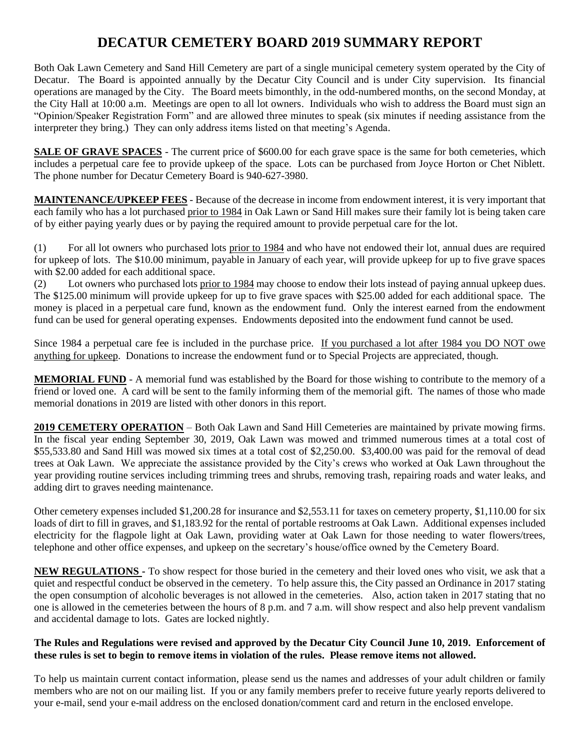# DECATUR CEMETERY BOARD 2019 SUMMARY REPORT

Both Oak Lawn Cemetery and Sand Hill Cemetery are part of a single municipal cemetery system operated by the City of Decatur. The Board is appointed annually by the Decatur City Council and is under City supervision. Its financial operations are managed by the City. The Board meets bimonthly, in the odd-numbered months, on the second Monday, at the City Hall at 10:00 a.m. Meetings are open to all lot owners. Individuals who wish to address the Board must sign an "Opinion/Speaker Registration Form" and are allowed three minutes to speak (six minutes if needing assistance from the interpreter they bring.) They can only address items listed on that meeting's Agenda.

**SALE OF GRAVE SPACES** - The current price of $600.00 for each grave space is the same for both cemeteries, which includes a perpetual care fee to provide upkeep of the space. Lots can be purchased from Joyce Horton or Chet Niblett. The phone number for Decatur Cemetery Board is 940-627-3980.

**MAINTENANCE/UPKEEP FEES** - Because of the decrease in income from endowment interest, it is very important that each family who has a lot purchased prior to 1984 in Oak Lawn or Sand Hill makes sure their family lot is being taken care of by either paying yearly dues or by paying the required amount to provide perpetual care for the lot.

(1) For all lot owners who purchased lots prior to 1984 and who have not endowed their lot, annual dues are required for upkeep of lots. The $10.00 minimum, payable in January of each year, will provide upkeep for up to five grave spaces with $2.00 added for each additional space.
(2) Lot owners who purchased lots prior to 1984 may choose to endow their lots instead of paying annual upkeep dues. The $125.00 minimum will provide upkeep for up to five grave spaces with $25.00 added for each additional space. The money is placed in a perpetual care fund, known as the endowment fund. Only the interest earned from the endowment fund can be used for general operating expenses. Endowments deposited into the endowment fund cannot be used.

Since 1984 a perpetual care fee is included in the purchase price. If you purchased a lot after 1984 you DO NOT owe anything for upkeep. Donations to increase the endowment fund or to Special Projects are appreciated, though.

**MEMORIAL FUND** - A memorial fund was established by the Board for those wishing to contribute to the memory of a friend or loved one. A card will be sent to the family informing them of the memorial gift. The names of those who made memorial donations in 2019 are listed with other donors in this report.

**2019 CEMETERY OPERATION** – Both Oak Lawn and Sand Hill Cemeteries are maintained by private mowing firms. In the fiscal year ending September 30, 2019, Oak Lawn was mowed and trimmed numerous times at a total cost of $55,533.80 and Sand Hill was mowed six times at a total cost of $2,250.00. $3,400.00 was paid for the removal of dead trees at Oak Lawn. We appreciate the assistance provided by the City's crews who worked at Oak Lawn throughout the year providing routine services including trimming trees and shrubs, removing trash, repairing roads and water leaks, and adding dirt to graves needing maintenance.

Other cemetery expenses included $1,200.28 for insurance and $2,553.11 for taxes on cemetery property, $1,110.00 for six loads of dirt to fill in graves, and $1,183.92 for the rental of portable restrooms at Oak Lawn. Additional expenses included electricity for the flagpole light at Oak Lawn, providing water at Oak Lawn for those needing to water flowers/trees, telephone and other office expenses, and upkeep on the secretary's house/office owned by the Cemetery Board.

**NEW REGULATIONS** - To show respect for those buried in the cemetery and their loved ones who visit, we ask that a quiet and respectful conduct be observed in the cemetery. To help assure this, the City passed an Ordinance in 2017 stating the open consumption of alcoholic beverages is not allowed in the cemeteries. Also, action taken in 2017 stating that no one is allowed in the cemeteries between the hours of 8 p.m. and 7 a.m. will show respect and also help prevent vandalism and accidental damage to lots. Gates are locked nightly.

**The Rules and Regulations were revised and approved by the Decatur City Council June 10, 2019. Enforcement of these rules is set to begin to remove items in violation of the rules. Please remove items not allowed.**

To help us maintain current contact information, please send us the names and addresses of your adult children or family members who are not on our mailing list. If you or any family members prefer to receive future yearly reports delivered to your e-mail, send your e-mail address on the enclosed donation/comment card and return in the enclosed envelope.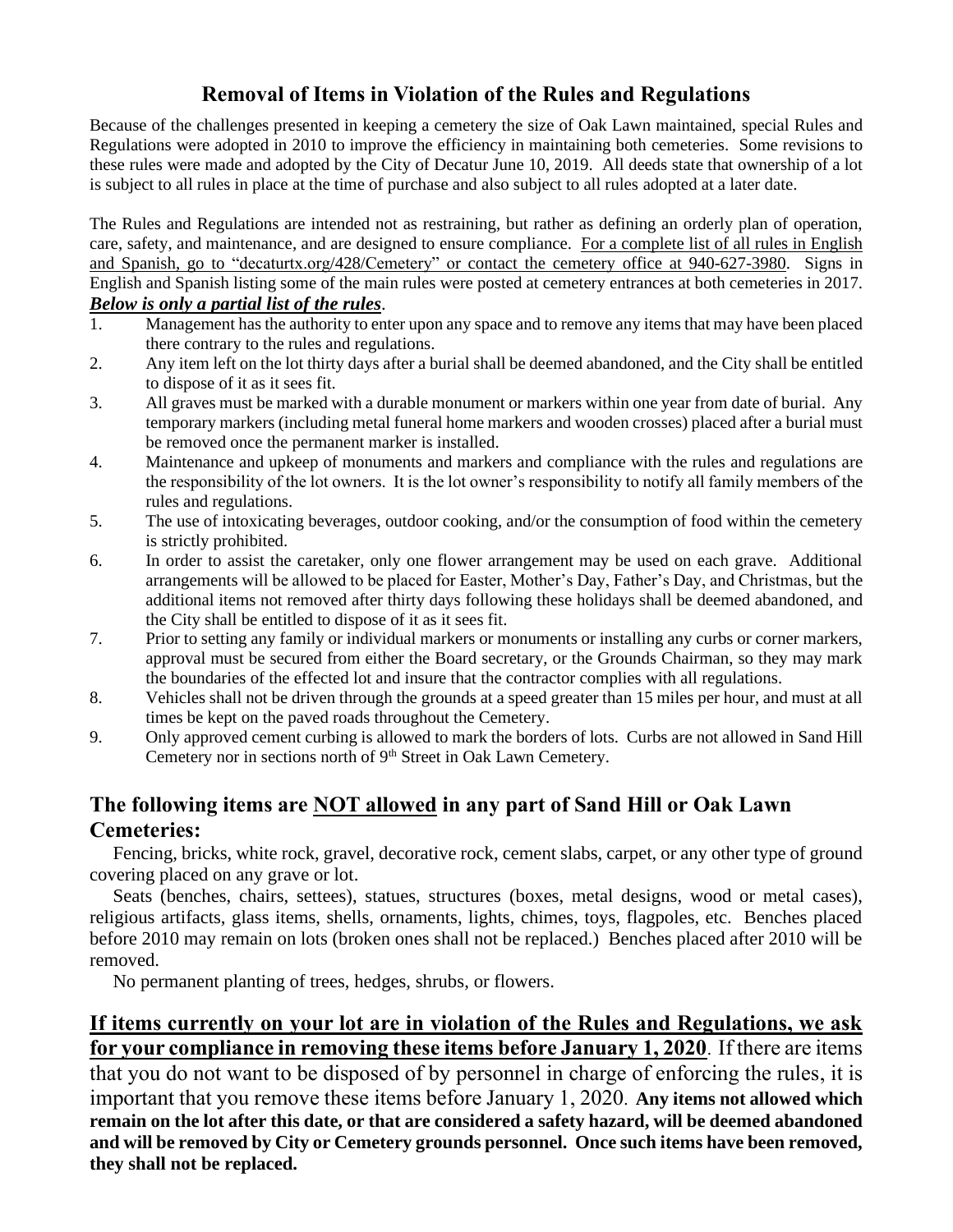## Removal of Items in Violation of the Rules and Regulations

Because of the challenges presented in keeping a cemetery the size of Oak Lawn maintained, special Rules and Regulations were adopted in 2010 to improve the efficiency in maintaining both cemeteries. Some revisions to these rules were made and adopted by the City of Decatur June 10, 2019. All deeds state that ownership of a lot is subject to all rules in place at the time of purchase and also subject to all rules adopted at a later date.

The Rules and Regulations are intended not as restraining, but rather as defining an orderly plan of operation, care, safety, and maintenance, and are designed to ensure compliance. For a complete list of all rules in English and Spanish, go to "decaturtx.org/428/Cemetery" or contact the cemetery office at 940-627-3980. Signs in English and Spanish listing some of the main rules were posted at cemetery entrances at both cemeteries in 2017. ***Below is only a partial list of the rules***.

1. Management has the authority to enter upon any space and to remove any items that may have been placed there contrary to the rules and regulations.
2. Any item left on the lot thirty days after a burial shall be deemed abandoned, and the City shall be entitled to dispose of it as it sees fit.
3. All graves must be marked with a durable monument or markers within one year from date of burial. Any temporary markers (including metal funeral home markers and wooden crosses) placed after a burial must be removed once the permanent marker is installed.
4. Maintenance and upkeep of monuments and markers and compliance with the rules and regulations are the responsibility of the lot owners. It is the lot owner's responsibility to notify all family members of the rules and regulations.
5. The use of intoxicating beverages, outdoor cooking, and/or the consumption of food within the cemetery is strictly prohibited.
6. In order to assist the caretaker, only one flower arrangement may be used on each grave. Additional arrangements will be allowed to be placed for Easter, Mother's Day, Father's Day, and Christmas, but the additional items not removed after thirty days following these holidays shall be deemed abandoned, and the City shall be entitled to dispose of it as it sees fit.
7. Prior to setting any family or individual markers or monuments or installing any curbs or corner markers, approval must be secured from either the Board secretary, or the Grounds Chairman, so they may mark the boundaries of the effected lot and insure that the contractor complies with all regulations.
8. Vehicles shall not be driven through the grounds at a speed greater than 15 miles per hour, and must at all times be kept on the paved roads throughout the Cemetery.
9. Only approved cement curbing is allowed to mark the borders of lots. Curbs are not allowed in Sand Hill Cemetery nor in sections north of 9th Street in Oak Lawn Cemetery.

## The following items are NOT allowed in any part of Sand Hill or Oak Lawn Cemeteries:

Fencing, bricks, white rock, gravel, decorative rock, cement slabs, carpet, or any other type of ground covering placed on any grave or lot.

Seats (benches, chairs, settees), statues, structures (boxes, metal designs, wood or metal cases), religious artifacts, glass items, shells, ornaments, lights, chimes, toys, flagpoles, etc. Benches placed before 2010 may remain on lots (broken ones shall not be replaced.) Benches placed after 2010 will be removed.

No permanent planting of trees, hedges, shrubs, or flowers.

**If items currently on your lot are in violation of the Rules and Regulations, we ask for your compliance in removing these items before January 1, 2020**. If there are items that you do not want to be disposed of by personnel in charge of enforcing the rules, it is important that you remove these items before January 1, 2020. **Any items not allowed which remain on the lot after this date, or that are considered a safety hazard, will be deemed abandoned and will be removed by City or Cemetery grounds personnel. Once such items have been removed, they shall not be replaced.**